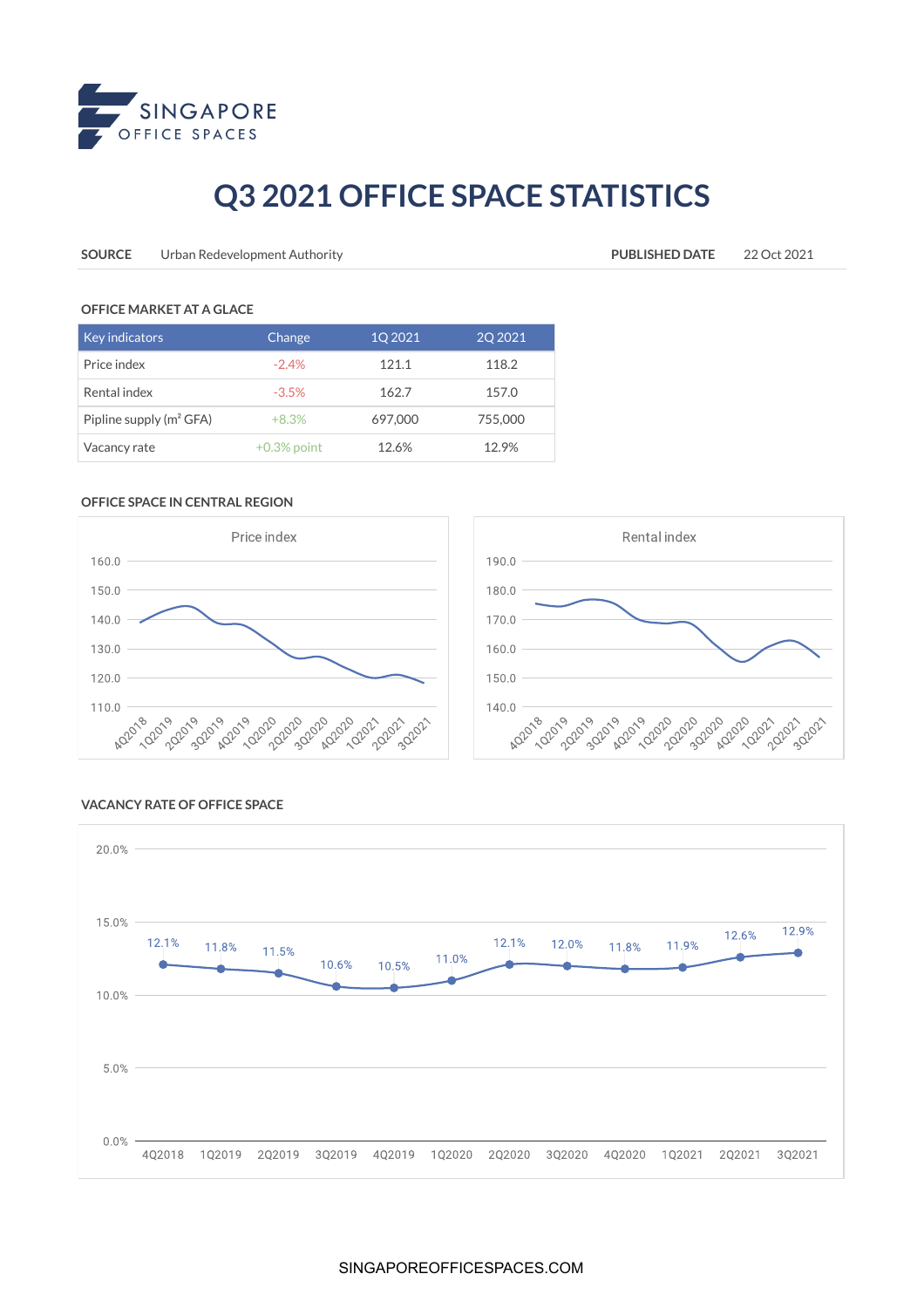SINGAPORE
OFFICE SPACES

# Q3 2021 OFFICE SPACE STATISTICS

**SOURCE** Urban Redevelopment Authority **PUBLISHED DATE** 22 Oct 2021

### OFFICE MARKET AT A GLACE

| Key indicators | Change | 1Q 2021 | 2Q 2021 |
|---|---|---|---|
| Price index | -2.4% | 121.1 | 118.2 |
| Rental index | -3.5% | 162.7 | 157.0 |
| Pipline supply (m² GFA) | +8.3% | 697,000 | 755,000 |
| Vacancy rate | +0.3% point | 12.6% | 12.9% |

### OFFICE SPACE IN CENTRAL REGION

Price index

Rental index

### VACANCY RATE OF OFFICE SPACE

| Quarter | 4Q2018 | 1Q2019 | 2Q2019 | 3Q2019 | 4Q2019 | 1Q2020 | 2Q2020 | 3Q2020 | 4Q2020 | 1Q2021 | 2Q2021 | 3Q2021 |
|---|---|---|---|---|---|---|---|---|---|---|---|---|
| Vacancy rate | 12.1% | 11.8% | 11.5% | 10.6% | 10.5% | 11.0% | 12.1% | 12.0% | 11.8% | 11.9% | 12.6% | 12.9% |

SINGAPOREOFFICESPACES.COM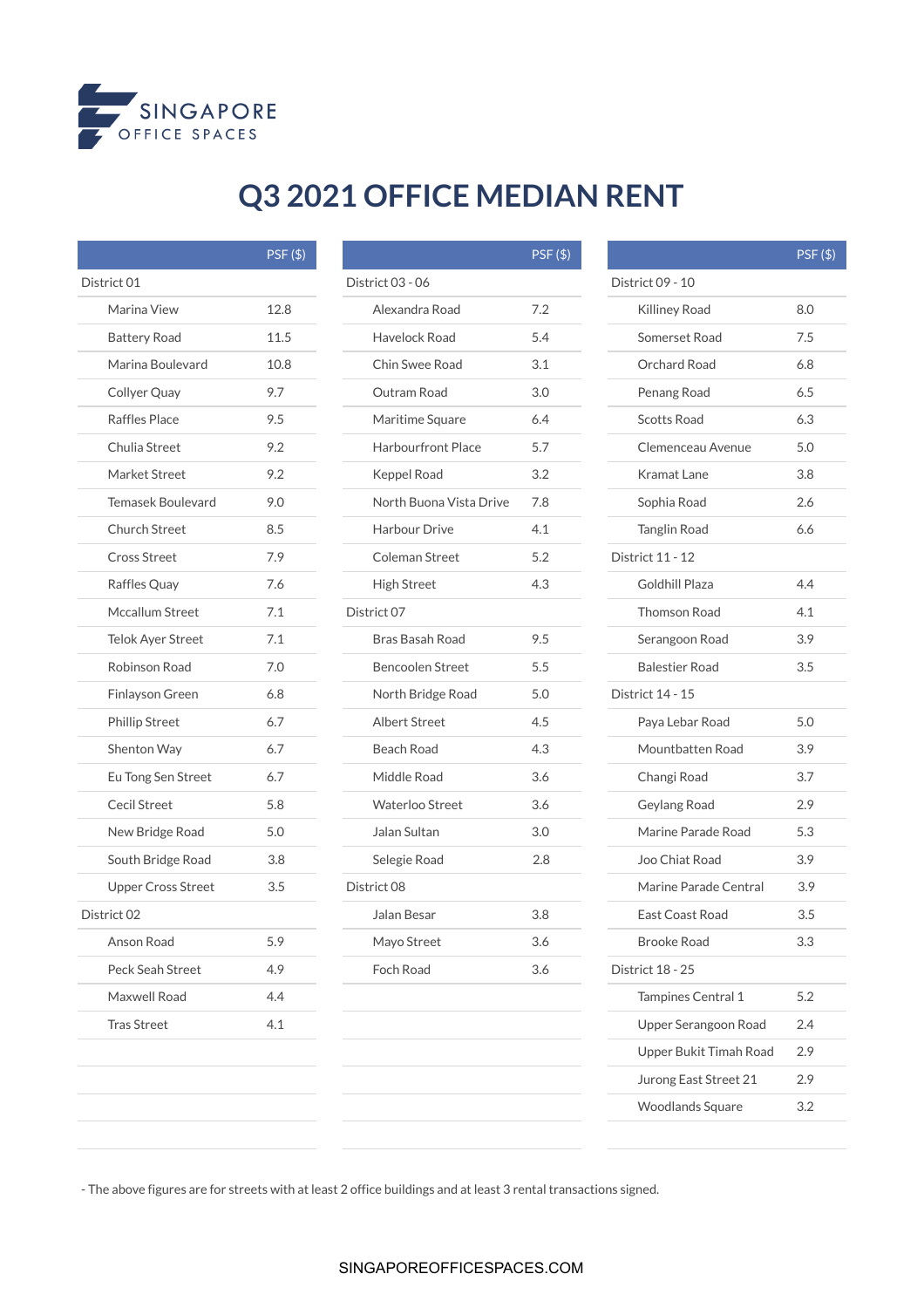SINGAPORE OFFICE SPACES

# Q3 2021 OFFICE MEDIAN RENT

| | PSF ($) |
|---|---|
| **District 01** | |
| Marina View | 12.8 |
| Battery Road | 11.5 |
| Marina Boulevard | 10.8 |
| Collyer Quay | 9.7 |
| Raffles Place | 9.5 |
| Chulia Street | 9.2 |
| Market Street | 9.2 |
| Temasek Boulevard | 9.0 |
| Church Street | 8.5 |
| Cross Street | 7.9 |
| Raffles Quay | 7.6 |
| Mccallum Street | 7.1 |
| Telok Ayer Street | 7.1 |
| Robinson Road | 7.0 |
| Finlayson Green | 6.8 |
| Phillip Street | 6.7 |
| Shenton Way | 6.7 |
| Eu Tong Sen Street | 6.7 |
| Cecil Street | 5.8 |
| New Bridge Road | 5.0 |
| South Bridge Road | 3.8 |
| Upper Cross Street | 3.5 |
| **District 02** | |
| Anson Road | 5.9 |
| Peck Seah Street | 4.9 |
| Maxwell Road | 4.4 |
| Tras Street | 4.1 |

| | PSF ($) |
|---|---|
| **District 03 - 06** | |
| Alexandra Road | 7.2 |
| Havelock Road | 5.4 |
| Chin Swee Road | 3.1 |
| Outram Road | 3.0 |
| Maritime Square | 6.4 |
| Harbourfront Place | 5.7 |
| Keppel Road | 3.2 |
| North Buona Vista Drive | 7.8 |
| Harbour Drive | 4.1 |
| Coleman Street | 5.2 |
| High Street | 4.3 |
| **District 07** | |
| Bras Basah Road | 9.5 |
| Bencoolen Street | 5.5 |
| North Bridge Road | 5.0 |
| Albert Street | 4.5 |
| Beach Road | 4.3 |
| Middle Road | 3.6 |
| Waterloo Street | 3.6 |
| Jalan Sultan | 3.0 |
| Selegie Road | 2.8 |
| **District 08** | |
| Jalan Besar | 3.8 |
| Mayo Street | 3.6 |
| Foch Road | 3.6 |

| | PSF ($) |
|---|---|
| **District 09 - 10** | |
| Killiney Road | 8.0 |
| Somerset Road | 7.5 |
| Orchard Road | 6.8 |
| Penang Road | 6.5 |
| Scotts Road | 6.3 |
| Clemenceau Avenue | 5.0 |
| Kramat Lane | 3.8 |
| Sophia Road | 2.6 |
| Tanglin Road | 6.6 |
| **District 11 - 12** | |
| Goldhill Plaza | 4.4 |
| Thomson Road | 4.1 |
| Serangoon Road | 3.9 |
| Balestier Road | 3.5 |
| **District 14 - 15** | |
| Paya Lebar Road | 5.0 |
| Mountbatten Road | 3.9 |
| Changi Road | 3.7 |
| Geylang Road | 2.9 |
| Marine Parade Road | 5.3 |
| Joo Chiat Road | 3.9 |
| Marine Parade Central | 3.9 |
| East Coast Road | 3.5 |
| Brooke Road | 3.3 |
| **District 18 - 25** | |
| Tampines Central 1 | 5.2 |
| Upper Serangoon Road | 2.4 |
| Upper Bukit Timah Road | 2.9 |
| Jurong East Street 21 | 2.9 |
| Woodlands Square | 3.2 |

- The above figures are for streets with at least 2 office buildings and at least 3 rental transactions signed.

SINGAPOREOFFICESPACES.COM